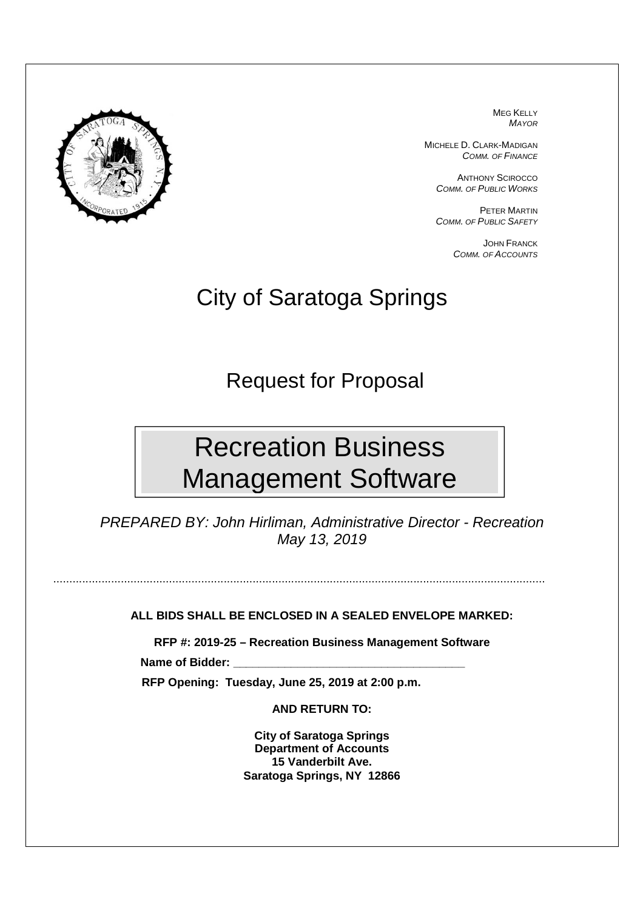MEG KELLY
*MAYOR*

MICHELE D. CLARK-MADIGAN
*COMM. OF FINANCE*

ANTHONY SCIROCCO
*COMM. OF PUBLIC WORKS*

PETER MARTIN
*COMM. OF PUBLIC SAFETY*

JOHN FRANCK
*COMM. OF ACCOUNTS*

# City of Saratoga Springs

## Request for Proposal

# Recreation Business Management Software

*PREPARED BY: John Hirliman, Administrative Director - Recreation*
*May 13, 2019*

---

**ALL BIDS SHALL BE ENCLOSED IN A SEALED ENVELOPE MARKED:**

**RFP #: 2019-25 – Recreation Business Management Software**

**Name of Bidder: ___________________________________**

**RFP Opening: Tuesday, June 25, 2019 at 2:00 p.m.**

**AND RETURN TO:**

**City of Saratoga Springs**
**Department of Accounts**
**15 Vanderbilt Ave.**
**Saratoga Springs, NY 12866**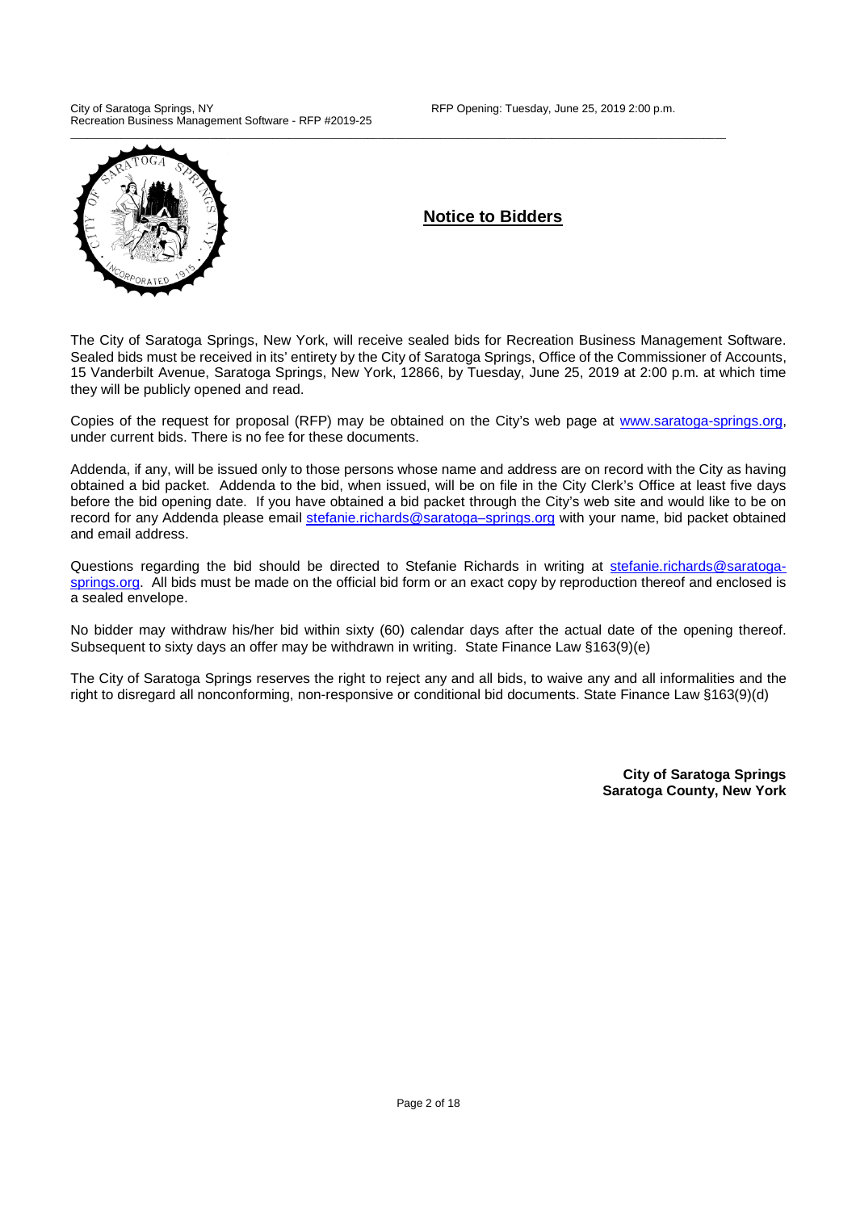## Notice to Bidders

The City of Saratoga Springs, New York, will receive sealed bids for Recreation Business Management Software. Sealed bids must be received in its' entirety by the City of Saratoga Springs, Office of the Commissioner of Accounts, 15 Vanderbilt Avenue, Saratoga Springs, New York, 12866, by Tuesday, June 25, 2019 at 2:00 p.m. at which time they will be publicly opened and read.

Copies of the request for proposal (RFP) may be obtained on the City's web page at www.saratoga-springs.org, under current bids. There is no fee for these documents.

Addenda, if any, will be issued only to those persons whose name and address are on record with the City as having obtained a bid packet. Addenda to the bid, when issued, will be on file in the City Clerk's Office at least five days before the bid opening date. If you have obtained a bid packet through the City's web site and would like to be on record for any Addenda please email stefanie.richards@saratoga–springs.org with your name, bid packet obtained and email address.

Questions regarding the bid should be directed to Stefanie Richards in writing at stefanie.richards@saratoga-springs.org. All bids must be made on the official bid form or an exact copy by reproduction thereof and enclosed is a sealed envelope.

No bidder may withdraw his/her bid within sixty (60) calendar days after the actual date of the opening thereof. Subsequent to sixty days an offer may be withdrawn in writing. State Finance Law §163(9)(e)

The City of Saratoga Springs reserves the right to reject any and all bids, to waive any and all informalities and the right to disregard all nonconforming, non-responsive or conditional bid documents. State Finance Law §163(9)(d)

**City of Saratoga Springs**
**Saratoga County, New York**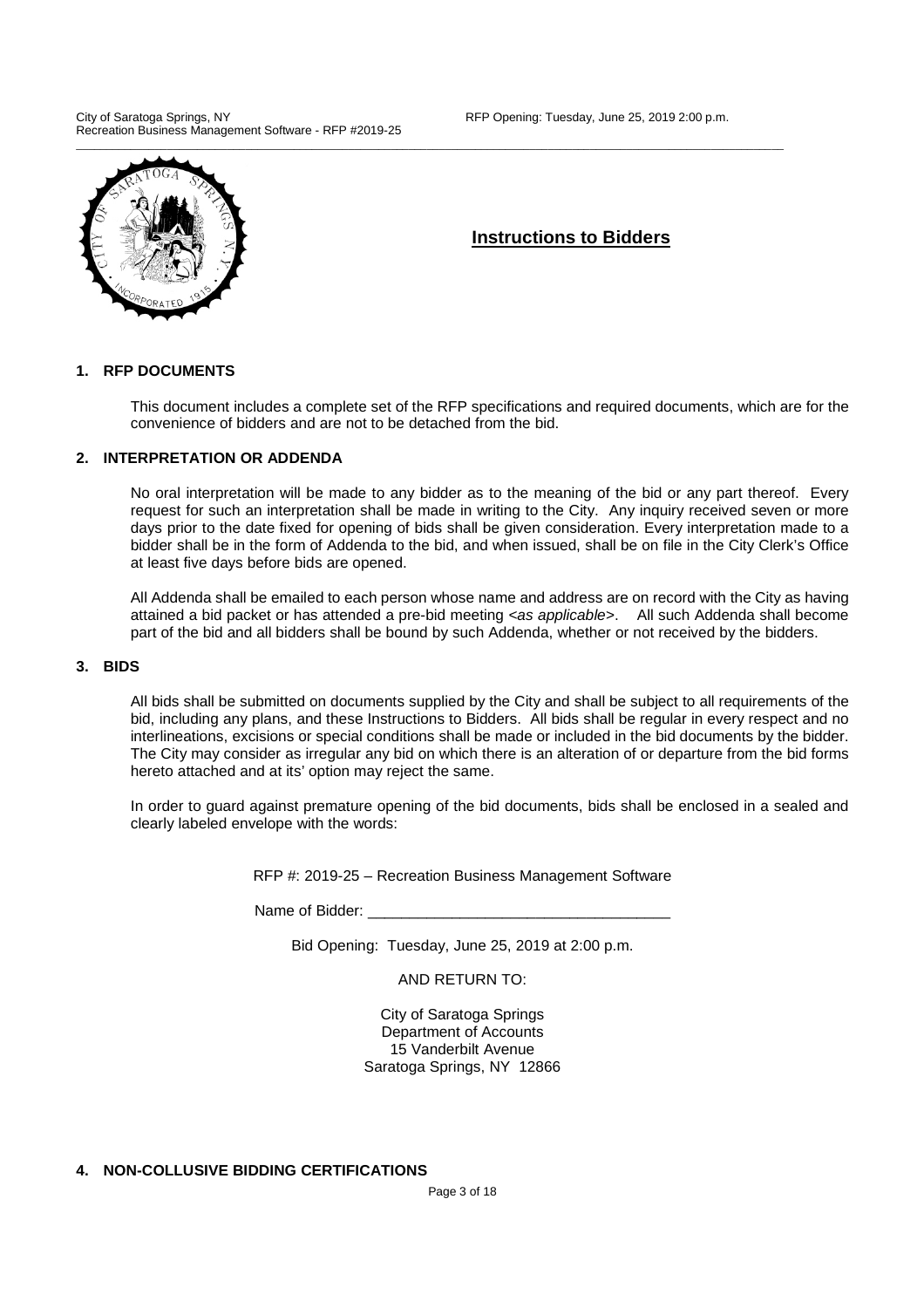## Instructions to Bidders

### 1. RFP DOCUMENTS

This document includes a complete set of the RFP specifications and required documents, which are for the convenience of bidders and are not to be detached from the bid.

### 2. INTERPRETATION OR ADDENDA

No oral interpretation will be made to any bidder as to the meaning of the bid or any part thereof. Every request for such an interpretation shall be made in writing to the City. Any inquiry received seven or more days prior to the date fixed for opening of bids shall be given consideration. Every interpretation made to a bidder shall be in the form of Addenda to the bid, and when issued, shall be on file in the City Clerk's Office at least five days before bids are opened.

All Addenda shall be emailed to each person whose name and address are on record with the City as having attained a bid packet or has attended a pre-bid meeting <*as applicable*>. All such Addenda shall become part of the bid and all bidders shall be bound by such Addenda, whether or not received by the bidders.

### 3. BIDS

All bids shall be submitted on documents supplied by the City and shall be subject to all requirements of the bid, including any plans, and these Instructions to Bidders. All bids shall be regular in every respect and no interlineations, excisions or special conditions shall be made or included in the bid documents by the bidder. The City may consider as irregular any bid on which there is an alteration of or departure from the bid forms hereto attached and at its' option may reject the same.

In order to guard against premature opening of the bid documents, bids shall be enclosed in a sealed and clearly labeled envelope with the words:

RFP #: 2019-25 – Recreation Business Management Software

Name of Bidder: ___________________________________

Bid Opening: Tuesday, June 25, 2019 at 2:00 p.m.

AND RETURN TO:

City of Saratoga Springs
Department of Accounts
15 Vanderbilt Avenue
Saratoga Springs, NY 12866

### 4. NON-COLLUSIVE BIDDING CERTIFICATIONS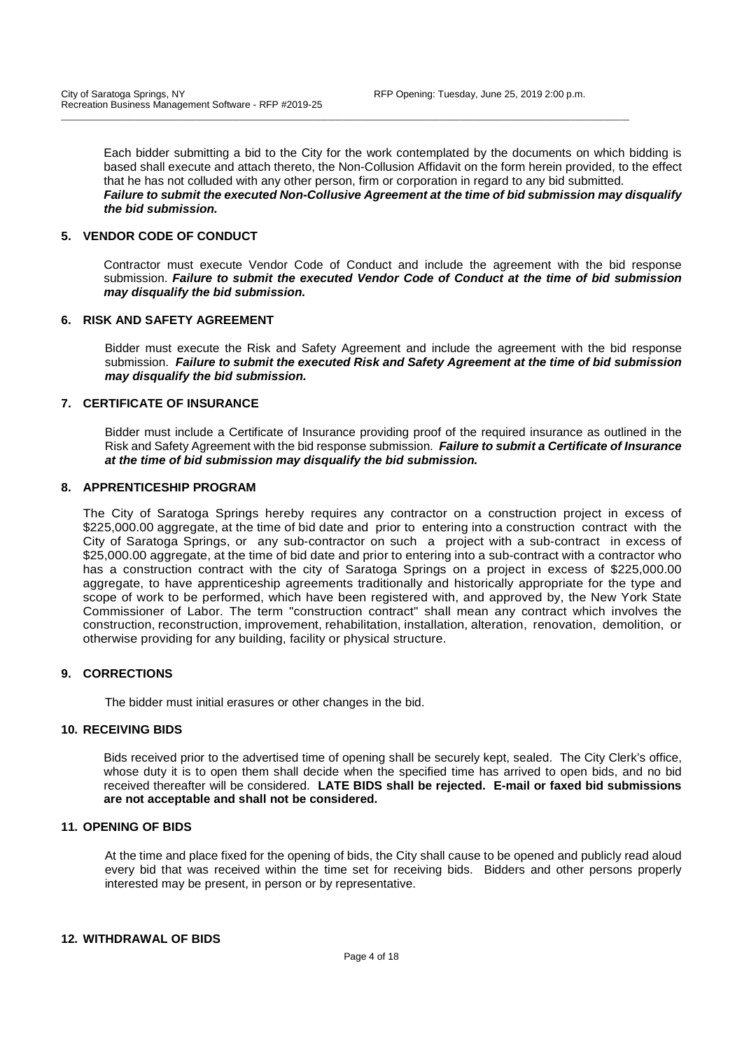Each bidder submitting a bid to the City for the work contemplated by the documents on which bidding is based shall execute and attach thereto, the Non-Collusion Affidavit on the form herein provided, to the effect that he has not colluded with any other person, firm or corporation in regard to any bid submitted. ***Failure to submit the executed Non-Collusive Agreement at the time of bid submission may disqualify the bid submission.***

## 5. VENDOR CODE OF CONDUCT

Contractor must execute Vendor Code of Conduct and include the agreement with the bid response submission. ***Failure to submit the executed Vendor Code of Conduct at the time of bid submission may disqualify the bid submission.***

## 6. RISK AND SAFETY AGREEMENT

Bidder must execute the Risk and Safety Agreement and include the agreement with the bid response submission. ***Failure to submit the executed Risk and Safety Agreement at the time of bid submission may disqualify the bid submission.***

## 7. CERTIFICATE OF INSURANCE

Bidder must include a Certificate of Insurance providing proof of the required insurance as outlined in the Risk and Safety Agreement with the bid response submission. ***Failure to submit a Certificate of Insurance at the time of bid submission may disqualify the bid submission.***

## 8. APPRENTICESHIP PROGRAM

The City of Saratoga Springs hereby requires any contractor on a construction project in excess of \$225,000.00 aggregate, at the time of bid date and prior to entering into a construction contract with the City of Saratoga Springs, or any sub-contractor on such a project with a sub-contract in excess of \$25,000.00 aggregate, at the time of bid date and prior to entering into a sub-contract with a contractor who has a construction contract with the city of Saratoga Springs on a project in excess of \$225,000.00 aggregate, to have apprenticeship agreements traditionally and historically appropriate for the type and scope of work to be performed, which have been registered with, and approved by, the New York State Commissioner of Labor. The term "construction contract" shall mean any contract which involves the construction, reconstruction, improvement, rehabilitation, installation, alteration, renovation, demolition, or otherwise providing for any building, facility or physical structure.

## 9. CORRECTIONS

The bidder must initial erasures or other changes in the bid.

## 10. RECEIVING BIDS

Bids received prior to the advertised time of opening shall be securely kept, sealed. The City Clerk's office, whose duty it is to open them shall decide when the specified time has arrived to open bids, and no bid received thereafter will be considered. **LATE BIDS shall be rejected. E-mail or faxed bid submissions are not acceptable and shall not be considered.**

## 11. OPENING OF BIDS

At the time and place fixed for the opening of bids, the City shall cause to be opened and publicly read aloud every bid that was received within the time set for receiving bids. Bidders and other persons properly interested may be present, in person or by representative.

## 12. WITHDRAWAL OF BIDS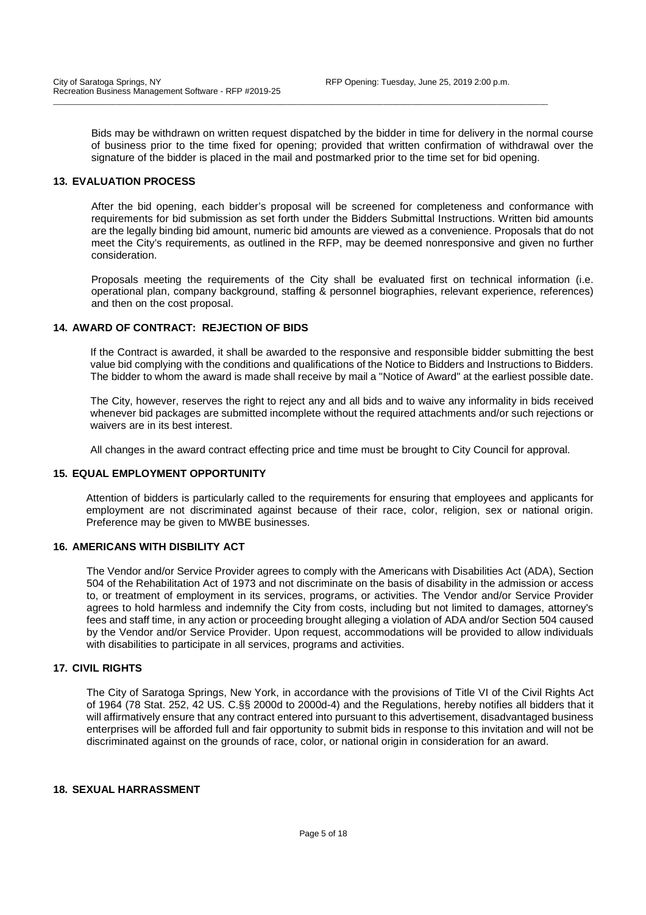Bids may be withdrawn on written request dispatched by the bidder in time for delivery in the normal course of business prior to the time fixed for opening; provided that written confirmation of withdrawal over the signature of the bidder is placed in the mail and postmarked prior to the time set for bid opening.

## 13. EVALUATION PROCESS

After the bid opening, each bidder's proposal will be screened for completeness and conformance with requirements for bid submission as set forth under the Bidders Submittal Instructions. Written bid amounts are the legally binding bid amount, numeric bid amounts are viewed as a convenience. Proposals that do not meet the City's requirements, as outlined in the RFP, may be deemed nonresponsive and given no further consideration.

Proposals meeting the requirements of the City shall be evaluated first on technical information (i.e. operational plan, company background, staffing & personnel biographies, relevant experience, references) and then on the cost proposal.

## 14. AWARD OF CONTRACT: REJECTION OF BIDS

If the Contract is awarded, it shall be awarded to the responsive and responsible bidder submitting the best value bid complying with the conditions and qualifications of the Notice to Bidders and Instructions to Bidders. The bidder to whom the award is made shall receive by mail a "Notice of Award" at the earliest possible date.

The City, however, reserves the right to reject any and all bids and to waive any informality in bids received whenever bid packages are submitted incomplete without the required attachments and/or such rejections or waivers are in its best interest.

All changes in the award contract effecting price and time must be brought to City Council for approval.

## 15. EQUAL EMPLOYMENT OPPORTUNITY

Attention of bidders is particularly called to the requirements for ensuring that employees and applicants for employment are not discriminated against because of their race, color, religion, sex or national origin. Preference may be given to MWBE businesses.

## 16. AMERICANS WITH DISBILITY ACT

The Vendor and/or Service Provider agrees to comply with the Americans with Disabilities Act (ADA), Section 504 of the Rehabilitation Act of 1973 and not discriminate on the basis of disability in the admission or access to, or treatment of employment in its services, programs, or activities. The Vendor and/or Service Provider agrees to hold harmless and indemnify the City from costs, including but not limited to damages, attorney's fees and staff time, in any action or proceeding brought alleging a violation of ADA and/or Section 504 caused by the Vendor and/or Service Provider. Upon request, accommodations will be provided to allow individuals with disabilities to participate in all services, programs and activities.

## 17. CIVIL RIGHTS

The City of Saratoga Springs, New York, in accordance with the provisions of Title VI of the Civil Rights Act of 1964 (78 Stat. 252, 42 US. C.§§ 2000d to 2000d-4) and the Regulations, hereby notifies all bidders that it will affirmatively ensure that any contract entered into pursuant to this advertisement, disadvantaged business enterprises will be afforded full and fair opportunity to submit bids in response to this invitation and will not be discriminated against on the grounds of race, color, or national origin in consideration for an award.

## 18. SEXUAL HARRASSMENT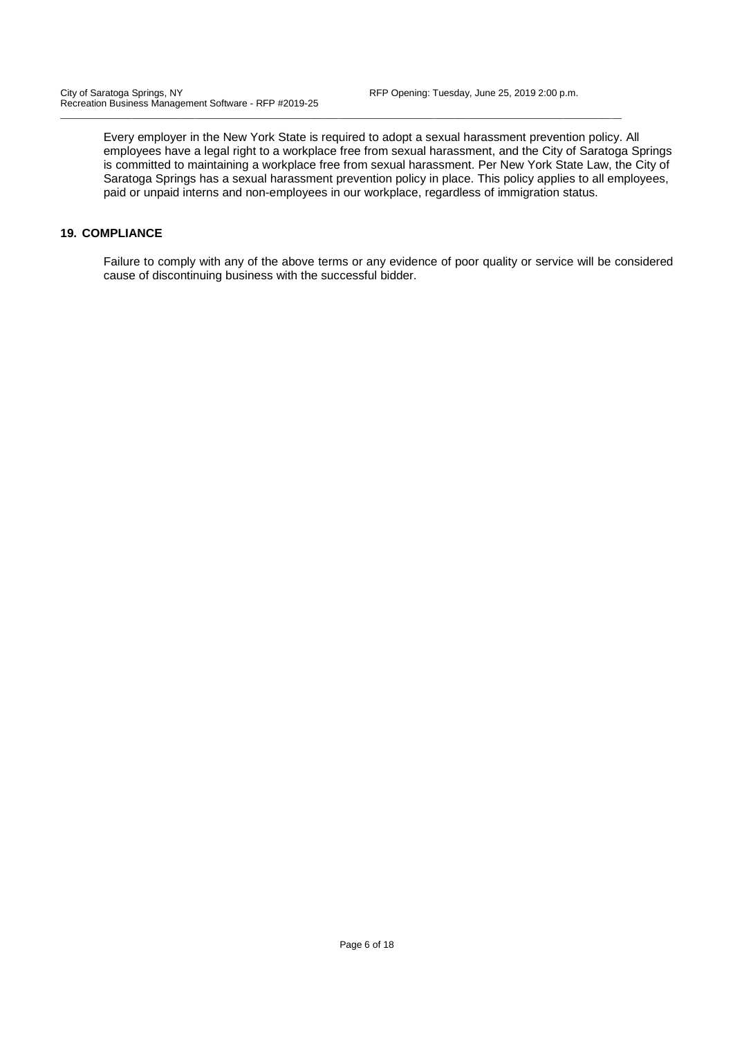Every employer in the New York State is required to adopt a sexual harassment prevention policy. All employees have a legal right to a workplace free from sexual harassment, and the City of Saratoga Springs is committed to maintaining a workplace free from sexual harassment. Per New York State Law, the City of Saratoga Springs has a sexual harassment prevention policy in place. This policy applies to all employees, paid or unpaid interns and non-employees in our workplace, regardless of immigration status.

## 19. COMPLIANCE

Failure to comply with any of the above terms or any evidence of poor quality or service will be considered cause of discontinuing business with the successful bidder.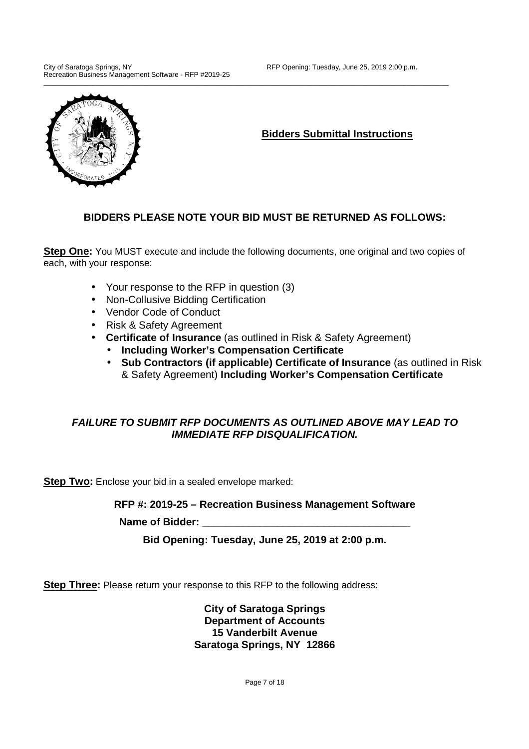## Bidders Submittal Instructions

### BIDDERS PLEASE NOTE YOUR BID MUST BE RETURNED AS FOLLOWS:

**Step One:** You MUST execute and include the following documents, one original and two copies of each, with your response:

- Your response to the RFP in question (3)
- Non-Collusive Bidding Certification
- Vendor Code of Conduct
- Risk & Safety Agreement
- **Certificate of Insurance** (as outlined in Risk & Safety Agreement)
  - **Including Worker's Compensation Certificate**
  - **Sub Contractors (if applicable) Certificate of Insurance** (as outlined in Risk & Safety Agreement) **Including Worker's Compensation Certificate**

***FAILURE TO SUBMIT RFP DOCUMENTS AS OUTLINED ABOVE MAY LEAD TO IMMEDIATE RFP DISQUALIFICATION.***

**Step Two:** Enclose your bid in a sealed envelope marked:

**RFP #: 2019-25 – Recreation Business Management Software**

**Name of Bidder: ____________________________________**

**Bid Opening: Tuesday, June 25, 2019 at 2:00 p.m.**

**Step Three:** Please return your response to this RFP to the following address:

**City of Saratoga Springs**
**Department of Accounts**
**15 Vanderbilt Avenue**
**Saratoga Springs, NY 12866**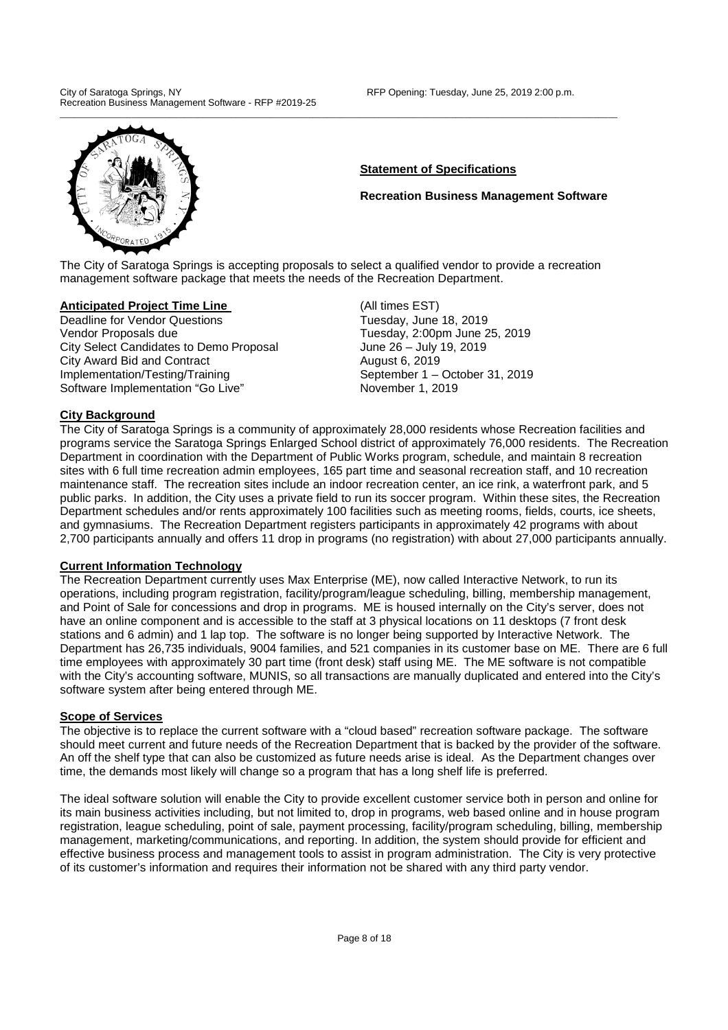**Statement of Specifications**

**Recreation Business Management Software**

The City of Saratoga Springs is accepting proposals to select a qualified vendor to provide a recreation management software package that meets the needs of the Recreation Department.

**Anticipated Project Time Line** (All times EST)

| | |
|---|---|
| Deadline for Vendor Questions | Tuesday, June 18, 2019 |
| Vendor Proposals due | Tuesday, 2:00pm June 25, 2019 |
| City Select Candidates to Demo Proposal | June 26 – July 19, 2019 |
| City Award Bid and Contract | August 6, 2019 |
| Implementation/Testing/Training | September 1 – October 31, 2019 |
| Software Implementation "Go Live" | November 1, 2019 |

**City Background**

The City of Saratoga Springs is a community of approximately 28,000 residents whose Recreation facilities and programs service the Saratoga Springs Enlarged School district of approximately 76,000 residents. The Recreation Department in coordination with the Department of Public Works program, schedule, and maintain 8 recreation sites with 6 full time recreation admin employees, 165 part time and seasonal recreation staff, and 10 recreation maintenance staff. The recreation sites include an indoor recreation center, an ice rink, a waterfront park, and 5 public parks. In addition, the City uses a private field to run its soccer program. Within these sites, the Recreation Department schedules and/or rents approximately 100 facilities such as meeting rooms, fields, courts, ice sheets, and gymnasiums. The Recreation Department registers participants in approximately 42 programs with about 2,700 participants annually and offers 11 drop in programs (no registration) with about 27,000 participants annually.

**Current Information Technology**

The Recreation Department currently uses Max Enterprise (ME), now called Interactive Network, to run its operations, including program registration, facility/program/league scheduling, billing, membership management, and Point of Sale for concessions and drop in programs. ME is housed internally on the City's server, does not have an online component and is accessible to the staff at 3 physical locations on 11 desktops (7 front desk stations and 6 admin) and 1 lap top. The software is no longer being supported by Interactive Network. The Department has 26,735 individuals, 9004 families, and 521 companies in its customer base on ME. There are 6 full time employees with approximately 30 part time (front desk) staff using ME. The ME software is not compatible with the City's accounting software, MUNIS, so all transactions are manually duplicated and entered into the City's software system after being entered through ME.

**Scope of Services**

The objective is to replace the current software with a "cloud based" recreation software package. The software should meet current and future needs of the Recreation Department that is backed by the provider of the software. An off the shelf type that can also be customized as future needs arise is ideal. As the Department changes over time, the demands most likely will change so a program that has a long shelf life is preferred.

The ideal software solution will enable the City to provide excellent customer service both in person and online for its main business activities including, but not limited to, drop in programs, web based online and in house program registration, league scheduling, point of sale, payment processing, facility/program scheduling, billing, membership management, marketing/communications, and reporting. In addition, the system should provide for efficient and effective business process and management tools to assist in program administration. The City is very protective of its customer's information and requires their information not be shared with any third party vendor.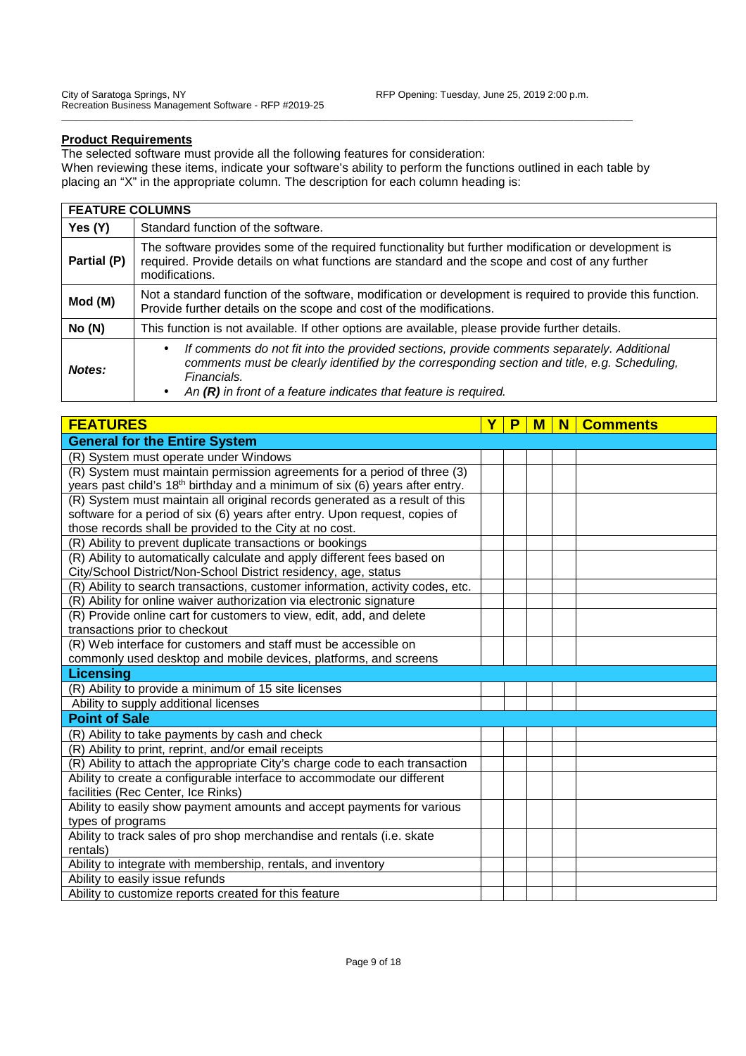**Product Requirements**

The selected software must provide all the following features for consideration:
When reviewing these items, indicate your software's ability to perform the functions outlined in each table by placing an "X" in the appropriate column. The description for each column heading is:

| FEATURE COLUMNS | |
|---|---|
| **Yes (Y)** | Standard function of the software. |
| **Partial (P)** | The software provides some of the required functionality but further modification or development is required. Provide details on what functions are standard and the scope and cost of any further modifications. |
| **Mod (M)** | Not a standard function of the software, modification or development is required to provide this function. Provide further details on the scope and cost of the modifications. |
| **No (N)** | This function is not available. If other options are available, please provide further details. |
| ***Notes:*** | • *If comments do not fit into the provided sections, provide comments separately. Additional comments must be clearly identified by the corresponding section and title, e.g. Scheduling, Financials.* <br> • *An **(R)** in front of a feature indicates that feature is required.* |

| FEATURES | Y | P | M | N | Comments |
|---|---|---|---|---|---|
| **General for the Entire System** | | | | | |
| (R) System must operate under Windows | | | | | |
| (R) System must maintain permission agreements for a period of three (3) years past child's 18th birthday and a minimum of six (6) years after entry. | | | | | |
| (R) System must maintain all original records generated as a result of this software for a period of six (6) years after entry. Upon request, copies of those records shall be provided to the City at no cost. | | | | | |
| (R) Ability to prevent duplicate transactions or bookings | | | | | |
| (R) Ability to automatically calculate and apply different fees based on City/School District/Non-School District residency, age, status | | | | | |
| (R) Ability to search transactions, customer information, activity codes, etc. | | | | | |
| (R) Ability for online waiver authorization via electronic signature | | | | | |
| (R) Provide online cart for customers to view, edit, add, and delete transactions prior to checkout | | | | | |
| (R) Web interface for customers and staff must be accessible on commonly used desktop and mobile devices, platforms, and screens | | | | | |
| **Licensing** | | | | | |
| (R) Ability to provide a minimum of 15 site licenses | | | | | |
| Ability to supply additional licenses | | | | | |
| **Point of Sale** | | | | | |
| (R) Ability to take payments by cash and check | | | | | |
| (R) Ability to print, reprint, and/or email receipts | | | | | |
| (R) Ability to attach the appropriate City's charge code to each transaction | | | | | |
| Ability to create a configurable interface to accommodate our different facilities (Rec Center, Ice Rinks) | | | | | |
| Ability to easily show payment amounts and accept payments for various types of programs | | | | | |
| Ability to track sales of pro shop merchandise and rentals (i.e. skate rentals) | | | | | |
| Ability to integrate with membership, rentals, and inventory | | | | | |
| Ability to easily issue refunds | | | | | |
| Ability to customize reports created for this feature | | | | | |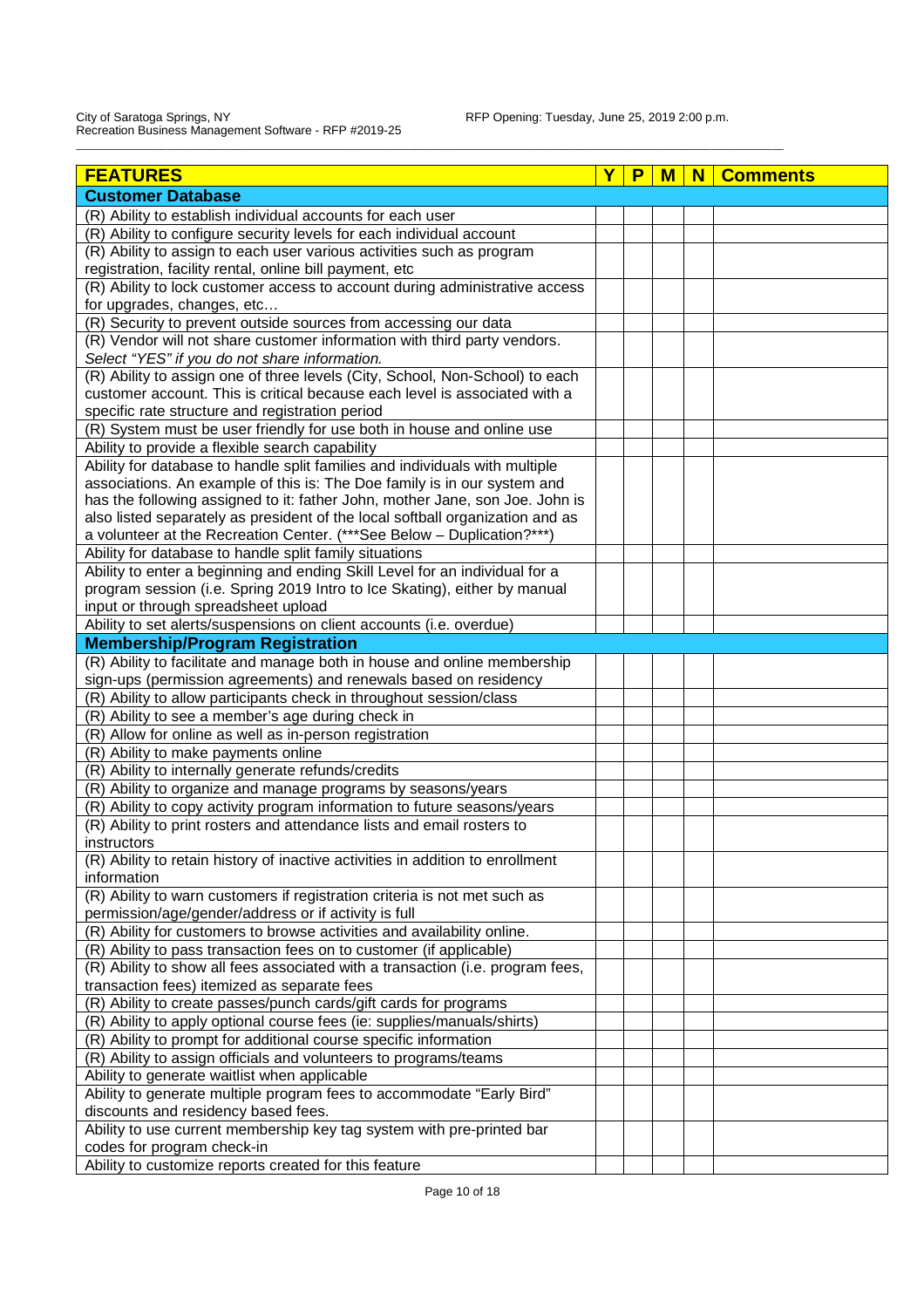| FEATURES | Y | P | M | N | Comments |
|---|---|---|---|---|---|
| **Customer Database** | | | | | |
| (R) Ability to establish individual accounts for each user | | | | | |
| (R) Ability to configure security levels for each individual account | | | | | |
| (R) Ability to assign to each user various activities such as program registration, facility rental, online bill payment, etc | | | | | |
| (R) Ability to lock customer access to account during administrative access for upgrades, changes, etc… | | | | | |
| (R) Security to prevent outside sources from accessing our data | | | | | |
| (R) Vendor will not share customer information with third party vendors. *Select "YES" if you do not share information.* | | | | | |
| (R) Ability to assign one of three levels (City, School, Non-School) to each customer account. This is critical because each level is associated with a specific rate structure and registration period | | | | | |
| (R) System must be user friendly for use both in house and online use | | | | | |
| Ability to provide a flexible search capability | | | | | |
| Ability for database to handle split families and individuals with multiple associations. An example of this is: The Doe family is in our system and has the following assigned to it: father John, mother Jane, son Joe. John is also listed separately as president of the local softball organization and as a volunteer at the Recreation Center. (***See Below – Duplication?***) | | | | | |
| Ability for database to handle split family situations | | | | | |
| Ability to enter a beginning and ending Skill Level for an individual for a program session (i.e. Spring 2019 Intro to Ice Skating), either by manual input or through spreadsheet upload | | | | | |
| Ability to set alerts/suspensions on client accounts (i.e. overdue) | | | | | |
| **Membership/Program Registration** | | | | | |
| (R) Ability to facilitate and manage both in house and online membership sign-ups (permission agreements) and renewals based on residency | | | | | |
| (R) Ability to allow participants check in throughout session/class | | | | | |
| (R) Ability to see a member's age during check in | | | | | |
| (R) Allow for online as well as in-person registration | | | | | |
| (R) Ability to make payments online | | | | | |
| (R) Ability to internally generate refunds/credits | | | | | |
| (R) Ability to organize and manage programs by seasons/years | | | | | |
| (R) Ability to copy activity program information to future seasons/years | | | | | |
| (R) Ability to print rosters and attendance lists and email rosters to instructors | | | | | |
| (R) Ability to retain history of inactive activities in addition to enrollment information | | | | | |
| (R) Ability to warn customers if registration criteria is not met such as permission/age/gender/address or if activity is full | | | | | |
| (R) Ability for customers to browse activities and availability online. | | | | | |
| (R) Ability to pass transaction fees on to customer (if applicable) | | | | | |
| (R) Ability to show all fees associated with a transaction (i.e. program fees, transaction fees) itemized as separate fees | | | | | |
| (R) Ability to create passes/punch cards/gift cards for programs | | | | | |
| (R) Ability to apply optional course fees (ie: supplies/manuals/shirts) | | | | | |
| (R) Ability to prompt for additional course specific information | | | | | |
| (R) Ability to assign officials and volunteers to programs/teams | | | | | |
| Ability to generate waitlist when applicable | | | | | |
| Ability to generate multiple program fees to accommodate "Early Bird" discounts and residency based fees. | | | | | |
| Ability to use current membership key tag system with pre-printed bar codes for program check-in | | | | | |
| Ability to customize reports created for this feature | | | | | |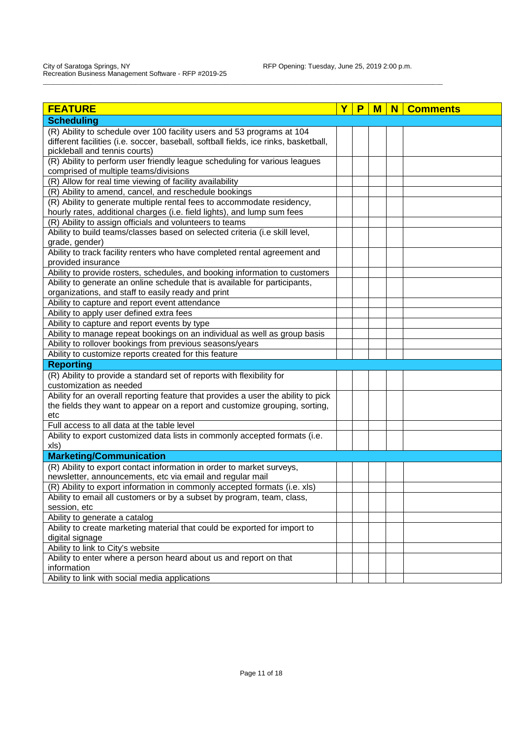| FEATURE | Y | P | M | N | Comments |
|---|---|---|---|---|---|
| **Scheduling** | | | | | |
| (R) Ability to schedule over 100 facility users and 53 programs at 104 different facilities (i.e. soccer, baseball, softball fields, ice rinks, basketball, pickleball and tennis courts) | | | | | |
| (R) Ability to perform user friendly league scheduling for various leagues comprised of multiple teams/divisions | | | | | |
| (R) Allow for real time viewing of facility availability | | | | | |
| (R) Ability to amend, cancel, and reschedule bookings | | | | | |
| (R) Ability to generate multiple rental fees to accommodate residency, hourly rates, additional charges (i.e. field lights), and lump sum fees | | | | | |
| (R) Ability to assign officials and volunteers to teams | | | | | |
| Ability to build teams/classes based on selected criteria (i.e skill level, grade, gender) | | | | | |
| Ability to track facility renters who have completed rental agreement and provided insurance | | | | | |
| Ability to provide rosters, schedules, and booking information to customers | | | | | |
| Ability to generate an online schedule that is available for participants, organizations, and staff to easily ready and print | | | | | |
| Ability to capture and report event attendance | | | | | |
| Ability to apply user defined extra fees | | | | | |
| Ability to capture and report events by type | | | | | |
| Ability to manage repeat bookings on an individual as well as group basis | | | | | |
| Ability to rollover bookings from previous seasons/years | | | | | |
| Ability to customize reports created for this feature | | | | | |
| **Reporting** | | | | | |
| (R) Ability to provide a standard set of reports with flexibility for customization as needed | | | | | |
| Ability for an overall reporting feature that provides a user the ability to pick the fields they want to appear on a report and customize grouping, sorting, etc | | | | | |
| Full access to all data at the table level | | | | | |
| Ability to export customized data lists in commonly accepted formats (i.e. xls) | | | | | |
| **Marketing/Communication** | | | | | |
| (R) Ability to export contact information in order to market surveys, newsletter, announcements, etc via email and regular mail | | | | | |
| (R) Ability to export information in commonly accepted formats (i.e. xls) | | | | | |
| Ability to email all customers or by a subset by program, team, class, session, etc | | | | | |
| Ability to generate a catalog | | | | | |
| Ability to create marketing material that could be exported for import to digital signage | | | | | |
| Ability to link to City's website | | | | | |
| Ability to enter where a person heard about us and report on that information | | | | | |
| Ability to link with social media applications | | | | | |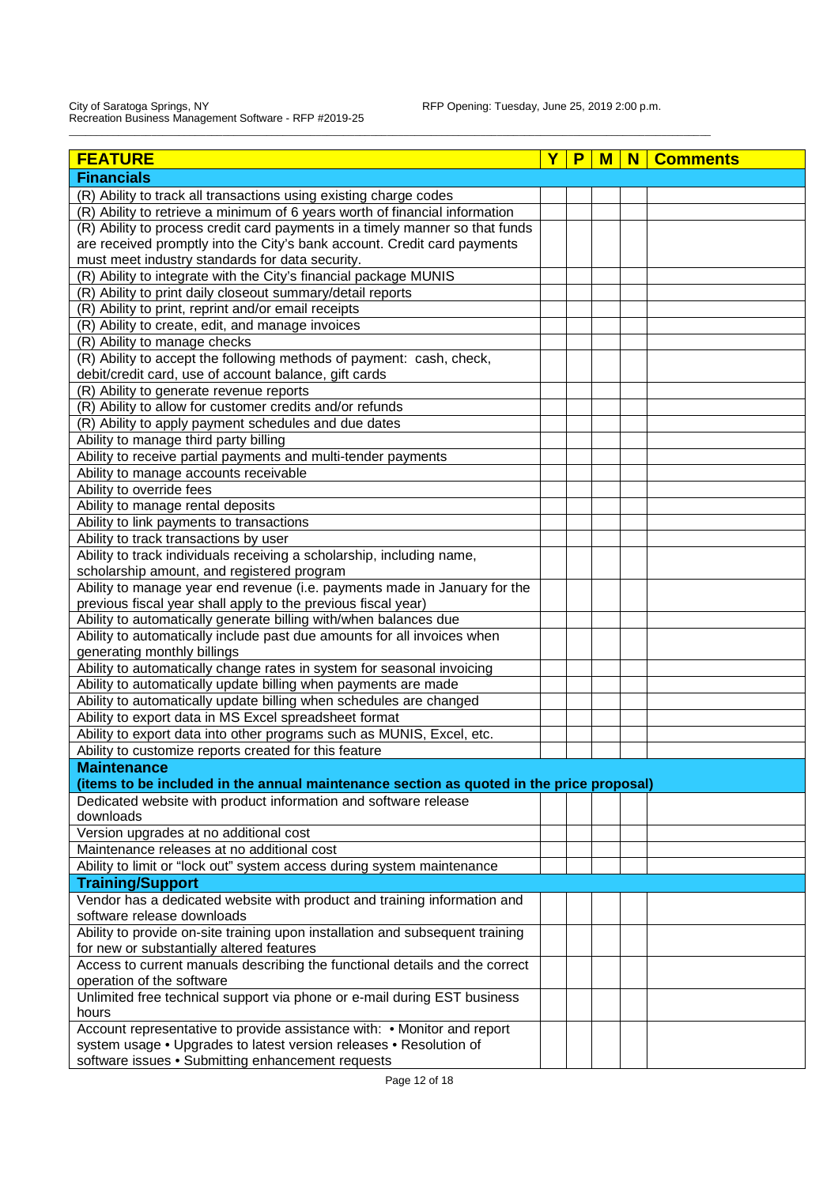| FEATURE | Y | P | M | N | Comments |
|---|---|---|---|---|---|
| **Financials** | | | | | |
| (R) Ability to track all transactions using existing charge codes | | | | | |
| (R) Ability to retrieve a minimum of 6 years worth of financial information | | | | | |
| (R) Ability to process credit card payments in a timely manner so that funds are received promptly into the City's bank account. Credit card payments must meet industry standards for data security. | | | | | |
| (R) Ability to integrate with the City's financial package MUNIS | | | | | |
| (R) Ability to print daily closeout summary/detail reports | | | | | |
| (R) Ability to print, reprint and/or email receipts | | | | | |
| (R) Ability to create, edit, and manage invoices | | | | | |
| (R) Ability to manage checks | | | | | |
| (R) Ability to accept the following methods of payment: cash, check, debit/credit card, use of account balance, gift cards | | | | | |
| (R) Ability to generate revenue reports | | | | | |
| (R) Ability to allow for customer credits and/or refunds | | | | | |
| (R) Ability to apply payment schedules and due dates | | | | | |
| Ability to manage third party billing | | | | | |
| Ability to receive partial payments and multi-tender payments | | | | | |
| Ability to manage accounts receivable | | | | | |
| Ability to override fees | | | | | |
| Ability to manage rental deposits | | | | | |
| Ability to link payments to transactions | | | | | |
| Ability to track transactions by user | | | | | |
| Ability to track individuals receiving a scholarship, including name, scholarship amount, and registered program | | | | | |
| Ability to manage year end revenue (i.e. payments made in January for the previous fiscal year shall apply to the previous fiscal year) | | | | | |
| Ability to automatically generate billing with/when balances due | | | | | |
| Ability to automatically include past due amounts for all invoices when generating monthly billings | | | | | |
| Ability to automatically change rates in system for seasonal invoicing | | | | | |
| Ability to automatically update billing when payments are made | | | | | |
| Ability to automatically update billing when schedules are changed | | | | | |
| Ability to export data in MS Excel spreadsheet format | | | | | |
| Ability to export data into other programs such as MUNIS, Excel, etc. | | | | | |
| Ability to customize reports created for this feature | | | | | |
| **Maintenance (items to be included in the annual maintenance section as quoted in the price proposal)** | | | | | |
| Dedicated website with product information and software release downloads | | | | | |
| Version upgrades at no additional cost | | | | | |
| Maintenance releases at no additional cost | | | | | |
| Ability to limit or "lock out" system access during system maintenance | | | | | |
| **Training/Support** | | | | | |
| Vendor has a dedicated website with product and training information and software release downloads | | | | | |
| Ability to provide on-site training upon installation and subsequent training for new or substantially altered features | | | | | |
| Access to current manuals describing the functional details and the correct operation of the software | | | | | |
| Unlimited free technical support via phone or e-mail during EST business hours | | | | | |
| Account representative to provide assistance with: • Monitor and report system usage • Upgrades to latest version releases • Resolution of software issues • Submitting enhancement requests | | | | | |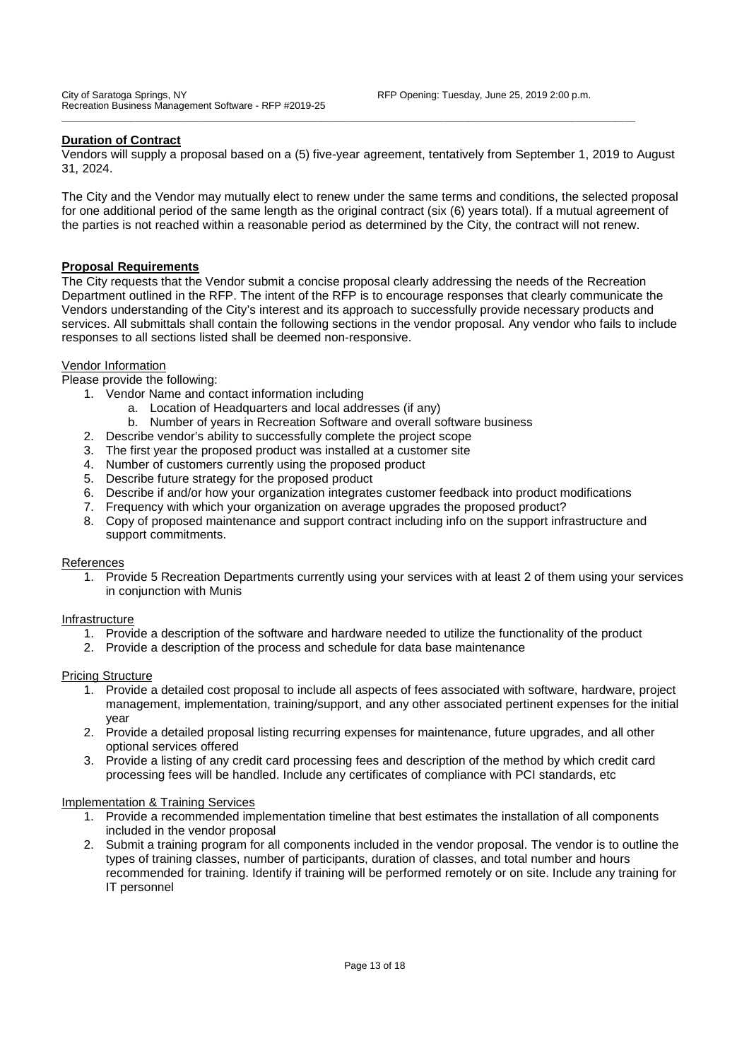**Duration of Contract**

Vendors will supply a proposal based on a (5) five-year agreement, tentatively from September 1, 2019 to August 31, 2024.

The City and the Vendor may mutually elect to renew under the same terms and conditions, the selected proposal for one additional period of the same length as the original contract (six (6) years total). If a mutual agreement of the parties is not reached within a reasonable period as determined by the City, the contract will not renew.

**Proposal Requirements**

The City requests that the Vendor submit a concise proposal clearly addressing the needs of the Recreation Department outlined in the RFP. The intent of the RFP is to encourage responses that clearly communicate the Vendors understanding of the City's interest and its approach to successfully provide necessary products and services. All submittals shall contain the following sections in the vendor proposal. Any vendor who fails to include responses to all sections listed shall be deemed non-responsive.

Vendor Information

Please provide the following:

1. Vendor Name and contact information including
   a. Location of Headquarters and local addresses (if any)
   b. Number of years in Recreation Software and overall software business
2. Describe vendor's ability to successfully complete the project scope
3. The first year the proposed product was installed at a customer site
4. Number of customers currently using the proposed product
5. Describe future strategy for the proposed product
6. Describe if and/or how your organization integrates customer feedback into product modifications
7. Frequency with which your organization on average upgrades the proposed product?
8. Copy of proposed maintenance and support contract including info on the support infrastructure and support commitments.

References

1. Provide 5 Recreation Departments currently using your services with at least 2 of them using your services in conjunction with Munis

Infrastructure

1. Provide a description of the software and hardware needed to utilize the functionality of the product
2. Provide a description of the process and schedule for data base maintenance

Pricing Structure

1. Provide a detailed cost proposal to include all aspects of fees associated with software, hardware, project management, implementation, training/support, and any other associated pertinent expenses for the initial year
2. Provide a detailed proposal listing recurring expenses for maintenance, future upgrades, and all other optional services offered
3. Provide a listing of any credit card processing fees and description of the method by which credit card processing fees will be handled. Include any certificates of compliance with PCI standards, etc

Implementation & Training Services

1. Provide a recommended implementation timeline that best estimates the installation of all components included in the vendor proposal
2. Submit a training program for all components included in the vendor proposal. The vendor is to outline the types of training classes, number of participants, duration of classes, and total number and hours recommended for training. Identify if training will be performed remotely or on site. Include any training for IT personnel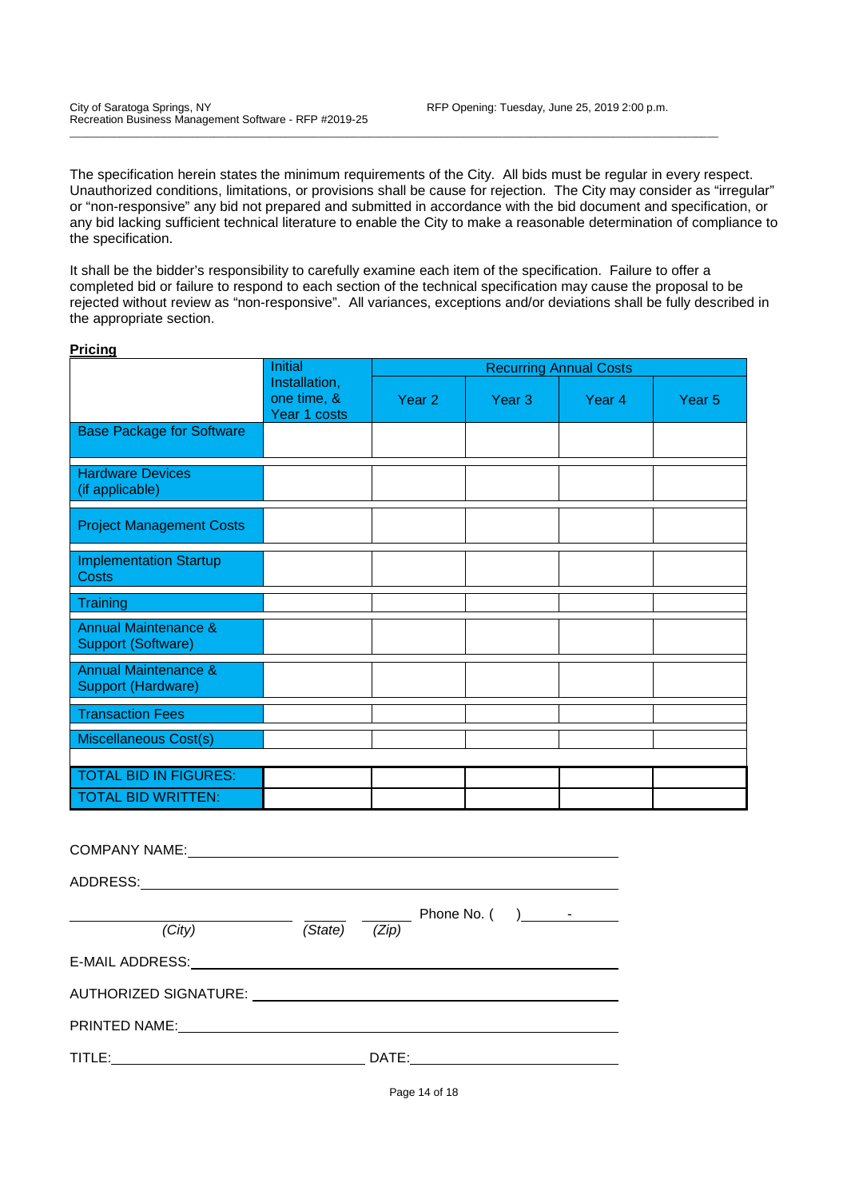The specification herein states the minimum requirements of the City. All bids must be regular in every respect. Unauthorized conditions, limitations, or provisions shall be cause for rejection. The City may consider as "irregular" or "non-responsive" any bid not prepared and submitted in accordance with the bid document and specification, or any bid lacking sufficient technical literature to enable the City to make a reasonable determination of compliance to the specification.

It shall be the bidder's responsibility to carefully examine each item of the specification. Failure to offer a completed bid or failure to respond to each section of the technical specification may cause the proposal to be rejected without review as "non-responsive". All variances, exceptions and/or deviations shall be fully described in the appropriate section.

**Pricing**

| | Initial Installation, one time, & Year 1 costs | Recurring Annual Costs | | | |
|---|---|---|---|---|---|
| | | Year 2 | Year 3 | Year 4 | Year 5 |
| Base Package for Software | | | | | |
| Hardware Devices (if applicable) | | | | | |
| Project Management Costs | | | | | |
| Implementation Startup Costs | | | | | |
| Training | | | | | |
| Annual Maintenance & Support (Software) | | | | | |
| Annual Maintenance & Support (Hardware) | | | | | |
| Transaction Fees | | | | | |
| Miscellaneous Cost(s) | | | | | |
| TOTAL BID IN FIGURES: | | | | | |
| TOTAL BID WRITTEN: | | | | | |

COMPANY NAME: ______________________________________________

ADDRESS: ______________________________________________

______________________ (City) ______ (State) ______ (Zip) Phone No. ( ) ______-______

E-MAIL ADDRESS: ______________________________________________

AUTHORIZED SIGNATURE: ______________________________________________

PRINTED NAME: ______________________________________________

TITLE: ______________________ DATE: ______________________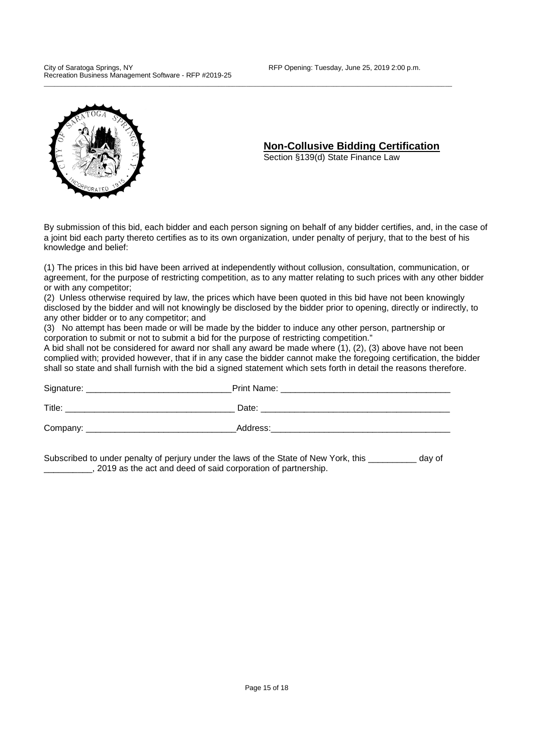## Non-Collusive Bidding Certification

Section §139(d) State Finance Law

By submission of this bid, each bidder and each person signing on behalf of any bidder certifies, and, in the case of a joint bid each party thereto certifies as to its own organization, under penalty of perjury, that to the best of his knowledge and belief:

(1) The prices in this bid have been arrived at independently without collusion, consultation, communication, or agreement, for the purpose of restricting competition, as to any matter relating to such prices with any other bidder or with any competitor;

(2) Unless otherwise required by law, the prices which have been quoted in this bid have not been knowingly disclosed by the bidder and will not knowingly be disclosed by the bidder prior to opening, directly or indirectly, to any other bidder or to any competitor; and

(3) No attempt has been made or will be made by the bidder to induce any other person, partnership or corporation to submit or not to submit a bid for the purpose of restricting competition."

A bid shall not be considered for award nor shall any award be made where (1), (2), (3) above have not been complied with; provided however, that if in any case the bidder cannot make the foregoing certification, the bidder shall so state and shall furnish with the bid a signed statement which sets forth in detail the reasons therefore.

Signature: ______________________________ Print Name: __________________________________

Title: __________________________________ Date: ______________________________________

Company: ______________________________ Address: ____________________________________

Subscribed to under penalty of perjury under the laws of the State of New York, this __________ day of __________, 2019 as the act and deed of said corporation of partnership.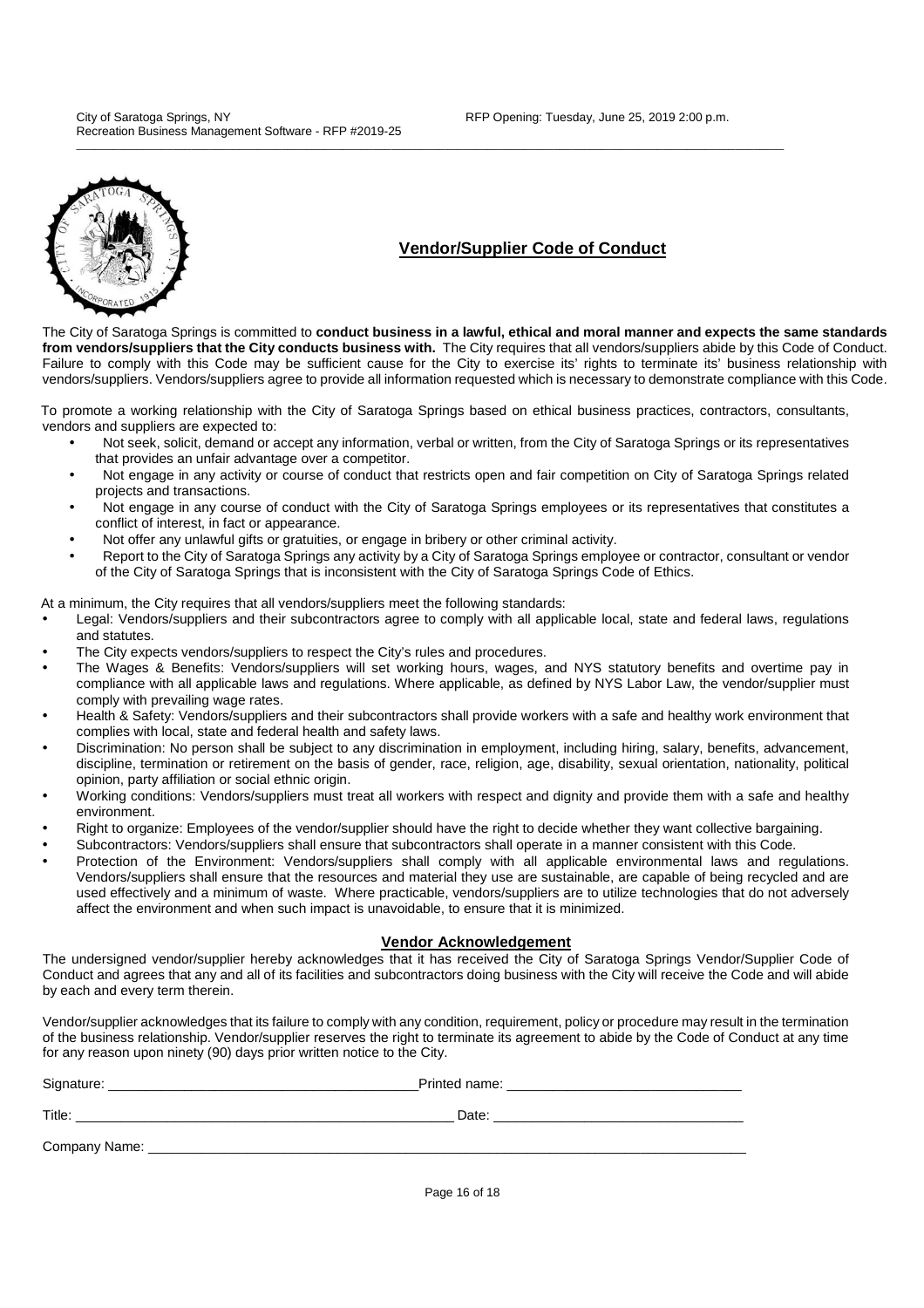## Vendor/Supplier Code of Conduct

The City of Saratoga Springs is committed to **conduct business in a lawful, ethical and moral manner and expects the same standards from vendors/suppliers that the City conducts business with.** The City requires that all vendors/suppliers abide by this Code of Conduct. Failure to comply with this Code may be sufficient cause for the City to exercise its' rights to terminate its' business relationship with vendors/suppliers. Vendors/suppliers agree to provide all information requested which is necessary to demonstrate compliance with this Code.

To promote a working relationship with the City of Saratoga Springs based on ethical business practices, contractors, consultants, vendors and suppliers are expected to:

- Not seek, solicit, demand or accept any information, verbal or written, from the City of Saratoga Springs or its representatives that provides an unfair advantage over a competitor.
- Not engage in any activity or course of conduct that restricts open and fair competition on City of Saratoga Springs related projects and transactions.
- Not engage in any course of conduct with the City of Saratoga Springs employees or its representatives that constitutes a conflict of interest, in fact or appearance.
- Not offer any unlawful gifts or gratuities, or engage in bribery or other criminal activity.
- Report to the City of Saratoga Springs any activity by a City of Saratoga Springs employee or contractor, consultant or vendor of the City of Saratoga Springs that is inconsistent with the City of Saratoga Springs Code of Ethics.

At a minimum, the City requires that all vendors/suppliers meet the following standards:

- Legal: Vendors/suppliers and their subcontractors agree to comply with all applicable local, state and federal laws, regulations and statutes.
- The City expects vendors/suppliers to respect the City's rules and procedures.
- The Wages & Benefits: Vendors/suppliers will set working hours, wages, and NYS statutory benefits and overtime pay in compliance with all applicable laws and regulations. Where applicable, as defined by NYS Labor Law, the vendor/supplier must comply with prevailing wage rates.
- Health & Safety: Vendors/suppliers and their subcontractors shall provide workers with a safe and healthy work environment that complies with local, state and federal health and safety laws.
- Discrimination: No person shall be subject to any discrimination in employment, including hiring, salary, benefits, advancement, discipline, termination or retirement on the basis of gender, race, religion, age, disability, sexual orientation, nationality, political opinion, party affiliation or social ethnic origin.
- Working conditions: Vendors/suppliers must treat all workers with respect and dignity and provide them with a safe and healthy environment.
- Right to organize: Employees of the vendor/supplier should have the right to decide whether they want collective bargaining.
- Subcontractors: Vendors/suppliers shall ensure that subcontractors shall operate in a manner consistent with this Code.
- Protection of the Environment: Vendors/suppliers shall comply with all applicable environmental laws and regulations. Vendors/suppliers shall ensure that the resources and material they use are sustainable, are capable of being recycled and are used effectively and a minimum of waste. Where practicable, vendors/suppliers are to utilize technologies that do not adversely affect the environment and when such impact is unavoidable, to ensure that it is minimized.

### Vendor Acknowledgement

The undersigned vendor/supplier hereby acknowledges that it has received the City of Saratoga Springs Vendor/Supplier Code of Conduct and agrees that any and all of its facilities and subcontractors doing business with the City will receive the Code and will abide by each and every term therein.

Vendor/supplier acknowledges that its failure to comply with any condition, requirement, policy or procedure may result in the termination of the business relationship. Vendor/supplier reserves the right to terminate its agreement to abide by the Code of Conduct at any time for any reason upon ninety (90) days prior written notice to the City.

Signature: ________________________________________ Printed name: ______________________________

Title: __________________________________________________ Date: ________________________________

Company Name: ____________________________________________________________________________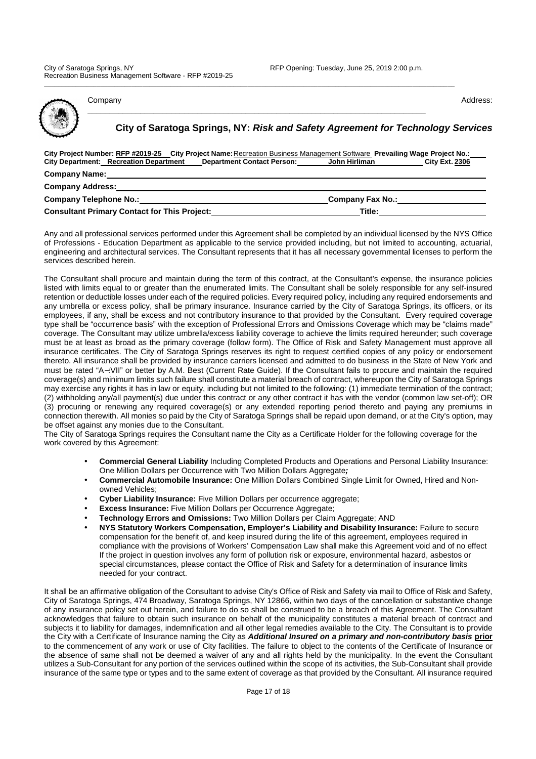Company Address:

## City of Saratoga Springs, NY: *Risk and Safety Agreement for Technology Services*

**City Project Number: RFP #2019-25 City Project Name:** Recreation Business Management Software **Prevailing Wage Project No.:**
**City Department: Recreation Department Department Contact Person: John Hirliman City Ext. 2306**

**Company Name:**

**Company Address:**

**Company Telephone No.:** **Company Fax No.:**

**Consultant Primary Contact for This Project:** **Title:**

Any and all professional services performed under this Agreement shall be completed by an individual licensed by the NYS Office of Professions - Education Department as applicable to the service provided including, but not limited to accounting, actuarial, engineering and architectural services. The Consultant represents that it has all necessary governmental licenses to perform the services described herein.

The Consultant shall procure and maintain during the term of this contract, at the Consultant's expense, the insurance policies listed with limits equal to or greater than the enumerated limits. The Consultant shall be solely responsible for any self-insured retention or deductible losses under each of the required policies. Every required policy, including any required endorsements and any umbrella or excess policy, shall be primary insurance. Insurance carried by the City of Saratoga Springs, its officers, or its employees, if any, shall be excess and not contributory insurance to that provided by the Consultant. Every required coverage type shall be "occurrence basis" with the exception of Professional Errors and Omissions Coverage which may be "claims made" coverage. The Consultant may utilize umbrella/excess liability coverage to achieve the limits required hereunder; such coverage must be at least as broad as the primary coverage (follow form). The Office of Risk and Safety Management must approve all insurance certificates. The City of Saratoga Springs reserves its right to request certified copies of any policy or endorsement thereto. All insurance shall be provided by insurance carriers licensed and admitted to do business in the State of New York and must be rated "A-:VII" or better by A.M. Best (Current Rate Guide). If the Consultant fails to procure and maintain the required coverage(s) and minimum limits such failure shall constitute a material breach of contract, whereupon the City of Saratoga Springs may exercise any rights it has in law or equity, including but not limited to the following: (1) immediate termination of the contract; (2) withholding any/all payment(s) due under this contract or any other contract it has with the vendor (common law set-off); OR (3) procuring or renewing any required coverage(s) or any extended reporting period thereto and paying any premiums in connection therewith. All monies so paid by the City of Saratoga Springs shall be repaid upon demand, or at the City's option, may be offset against any monies due to the Consultant.
The City of Saratoga Springs requires the Consultant name the City as a Certificate Holder for the following coverage for the work covered by this Agreement:

- **Commercial General Liability** Including Completed Products and Operations and Personal Liability Insurance: One Million Dollars per Occurrence with Two Million Dollars Aggregate*;*
- **Commercial Automobile Insurance:** One Million Dollars Combined Single Limit for Owned, Hired and Non-owned Vehicles;
- **Cyber Liability Insurance:** Five Million Dollars per occurrence aggregate;
- **Excess Insurance:** Five Million Dollars per Occurrence Aggregate;
- **Technology Errors and Omissions:** Two Million Dollars per Claim Aggregate; AND
- **NYS Statutory Workers Compensation, Employer's Liability and Disability Insurance:** Failure to secure compensation for the benefit of, and keep insured during the life of this agreement, employees required in compliance with the provisions of Workers' Compensation Law shall make this Agreement void and of no effect If the project in question involves any form of pollution risk or exposure, environmental hazard, asbestos or special circumstances, please contact the Office of Risk and Safety for a determination of insurance limits needed for your contract.

It shall be an affirmative obligation of the Consultant to advise City's Office of Risk and Safety via mail to Office of Risk and Safety, City of Saratoga Springs, 474 Broadway, Saratoga Springs, NY 12866, within two days of the cancellation or substantive change of any insurance policy set out herein, and failure to do so shall be construed to be a breach of this Agreement. The Consultant acknowledges that failure to obtain such insurance on behalf of the municipality constitutes a material breach of contract and subjects it to liability for damages, indemnification and all other legal remedies available to the City. The Consultant is to provide the City with a Certificate of Insurance naming the City as ***Additional Insured on a primary and non-contributory basis*** **prior** to the commencement of any work or use of City facilities. The failure to object to the contents of the Certificate of Insurance or the absence of same shall not be deemed a waiver of any and all rights held by the municipality. In the event the Consultant utilizes a Sub-Consultant for any portion of the services outlined within the scope of its activities, the Sub-Consultant shall provide insurance of the same type or types and to the same extent of coverage as that provided by the Consultant. All insurance required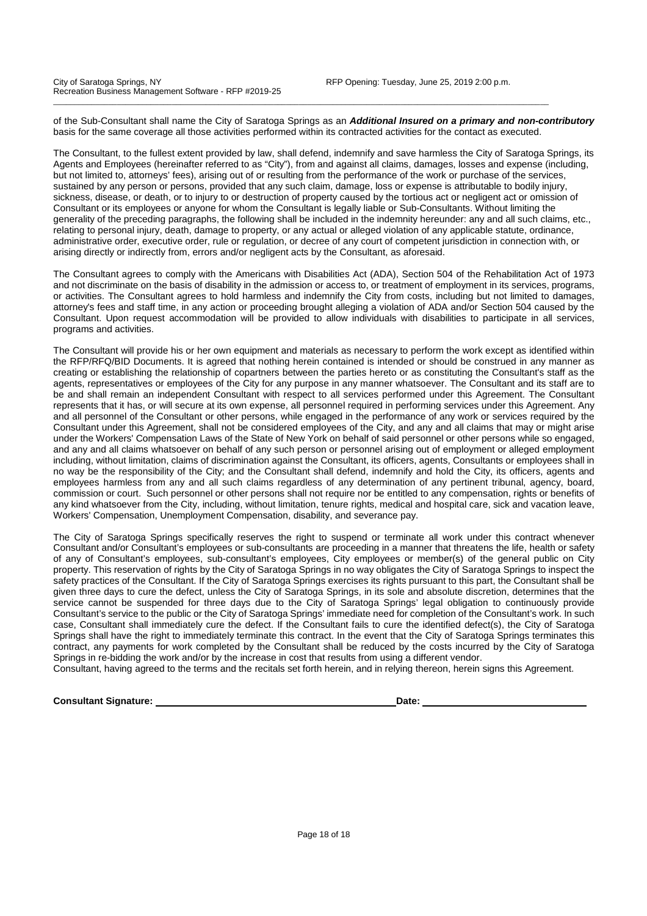of the Sub-Consultant shall name the City of Saratoga Springs as an ***Additional Insured on a primary and non-contributory*** basis for the same coverage all those activities performed within its contracted activities for the contact as executed.

The Consultant, to the fullest extent provided by law, shall defend, indemnify and save harmless the City of Saratoga Springs, its Agents and Employees (hereinafter referred to as "City"), from and against all claims, damages, losses and expense (including, but not limited to, attorneys' fees), arising out of or resulting from the performance of the work or purchase of the services, sustained by any person or persons, provided that any such claim, damage, loss or expense is attributable to bodily injury, sickness, disease, or death, or to injury to or destruction of property caused by the tortious act or negligent act or omission of Consultant or its employees or anyone for whom the Consultant is legally liable or Sub-Consultants. Without limiting the generality of the preceding paragraphs, the following shall be included in the indemnity hereunder: any and all such claims, etc., relating to personal injury, death, damage to property, or any actual or alleged violation of any applicable statute, ordinance, administrative order, executive order, rule or regulation, or decree of any court of competent jurisdiction in connection with, or arising directly or indirectly from, errors and/or negligent acts by the Consultant, as aforesaid.

The Consultant agrees to comply with the Americans with Disabilities Act (ADA), Section 504 of the Rehabilitation Act of 1973 and not discriminate on the basis of disability in the admission or access to, or treatment of employment in its services, programs, or activities. The Consultant agrees to hold harmless and indemnify the City from costs, including but not limited to damages, attorney's fees and staff time, in any action or proceeding brought alleging a violation of ADA and/or Section 504 caused by the Consultant. Upon request accommodation will be provided to allow individuals with disabilities to participate in all services, programs and activities.

The Consultant will provide his or her own equipment and materials as necessary to perform the work except as identified within the RFP/RFQ/BID Documents. It is agreed that nothing herein contained is intended or should be construed in any manner as creating or establishing the relationship of copartners between the parties hereto or as constituting the Consultant's staff as the agents, representatives or employees of the City for any purpose in any manner whatsoever. The Consultant and its staff are to be and shall remain an independent Consultant with respect to all services performed under this Agreement. The Consultant represents that it has, or will secure at its own expense, all personnel required in performing services under this Agreement. Any and all personnel of the Consultant or other persons, while engaged in the performance of any work or services required by the Consultant under this Agreement, shall not be considered employees of the City, and any and all claims that may or might arise under the Workers' Compensation Laws of the State of New York on behalf of said personnel or other persons while so engaged, and any and all claims whatsoever on behalf of any such person or personnel arising out of employment or alleged employment including, without limitation, claims of discrimination against the Consultant, its officers, agents, Consultants or employees shall in no way be the responsibility of the City; and the Consultant shall defend, indemnify and hold the City, its officers, agents and employees harmless from any and all such claims regardless of any determination of any pertinent tribunal, agency, board, commission or court. Such personnel or other persons shall not require nor be entitled to any compensation, rights or benefits of any kind whatsoever from the City, including, without limitation, tenure rights, medical and hospital care, sick and vacation leave, Workers' Compensation, Unemployment Compensation, disability, and severance pay.

The City of Saratoga Springs specifically reserves the right to suspend or terminate all work under this contract whenever Consultant and/or Consultant's employees or sub-consultants are proceeding in a manner that threatens the life, health or safety of any of Consultant's employees, sub-consultant's employees, City employees or member(s) of the general public on City property. This reservation of rights by the City of Saratoga Springs in no way obligates the City of Saratoga Springs to inspect the safety practices of the Consultant. If the City of Saratoga Springs exercises its rights pursuant to this part, the Consultant shall be given three days to cure the defect, unless the City of Saratoga Springs, in its sole and absolute discretion, determines that the service cannot be suspended for three days due to the City of Saratoga Springs' legal obligation to continuously provide Consultant's service to the public or the City of Saratoga Springs' immediate need for completion of the Consultant's work. In such case, Consultant shall immediately cure the defect. If the Consultant fails to cure the identified defect(s), the City of Saratoga Springs shall have the right to immediately terminate this contract. In the event that the City of Saratoga Springs terminates this contract, any payments for work completed by the Consultant shall be reduced by the costs incurred by the City of Saratoga Springs in re-bidding the work and/or by the increase in cost that results from using a different vendor.
Consultant, having agreed to the terms and the recitals set forth herein, and in relying thereon, herein signs this Agreement.

**Consultant Signature:** ______________________________ **Date:** ____________________